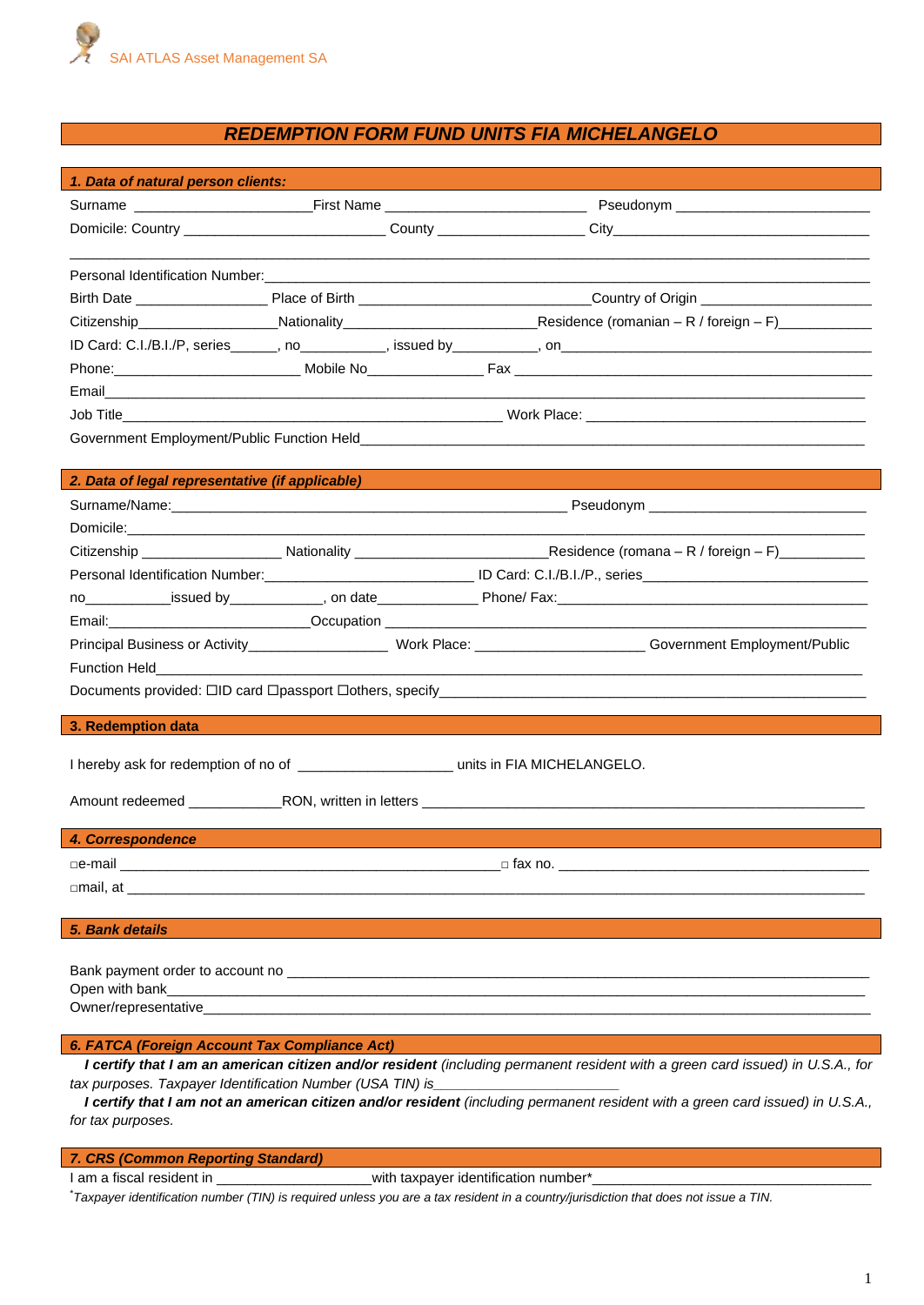SAI ATLAS Asset Management SA

# REDEMPTION FORM FUND UNITS FIA MICHELANGELO

## 1. Data of natural person clients:

Surname ______________________First Name _________________________ Pseudonym ________________________

Domicile: Country _________________________ County __________________ City________________________________

_____________________________________________________________________________________________

Personal Identification Number:_________________________________________________________________________

Birth Date ________________ Place of Birth ____________________________Country of Origin _____________________

Citizenship_________________Nationality______________________Residence (romanian – R / foreign – F)___________

ID Card: C.I./B.I./P, series______, no__________, issued by__________, on________________________________________

Phone:_______________________ Mobile No______________ Fax _____________________________________________

Email_________________________________________________________________________________________

Job Title______________________________________________ Work Place: __________________________________

Government Employment/Public Function Held_____________________________________________________________

## 2. Data of legal representative (if applicable)

Surname/Name:__________________________________________________ Pseudonym ___________________________

Domicile:_______________________________________________________________________________________

Citizenship _________________ Nationality _______________________Residence (romana – R / foreign – F)__________

Personal Identification Number:__________________________ ID Card: C.I./B.I./P., series____________________________

no___________issued by____________, on date_____________ Phone/ Fax:_____________________________________

Email:_________________________Occupation ____________________________________________________________

Principal Business or Activity__________________ Work Place: _____________________ Government Employment/Public Function Held_________________________________________________________________________________

Documents provided: ☐ID card ☐passport ☐others, specify__________________________________________________

## 3. Redemption data

I hereby ask for redemption of no of ___________________ units in FIA MICHELANGELO.

Amount redeemed ___________RON, written in letters ____________________________________________________

## 4. Correspondence

□e-mail ______________________________________________ □ fax no. ________________________________________

□mail, at ______________________________________________________________________________________

## 5. Bank details

Bank payment order to account no ______________________________________________________________________
Open with bank________________________________________________________________________________________
Owner/representative_______________________________________________________________________________

## 6. FATCA (Foreign Account Tax Compliance Act)

***I certify that I am an american citizen and/or resident*** *(including permanent resident with a green card issued) in U.S.A., for tax purposes. Taxpayer Identification Number (USA TIN) is________________________*

***I certify that I am not an american citizen and/or resident*** *(including permanent resident with a green card issued) in U.S.A., for tax purposes.*

## 7. CRS (Common Reporting Standard)

I am a fiscal resident in ____________________with taxpayer identification number*____________________________________

*\*Taxpayer identification number (TIN) is required unless you are a tax resident in a country/jurisdiction that does not issue a TIN.*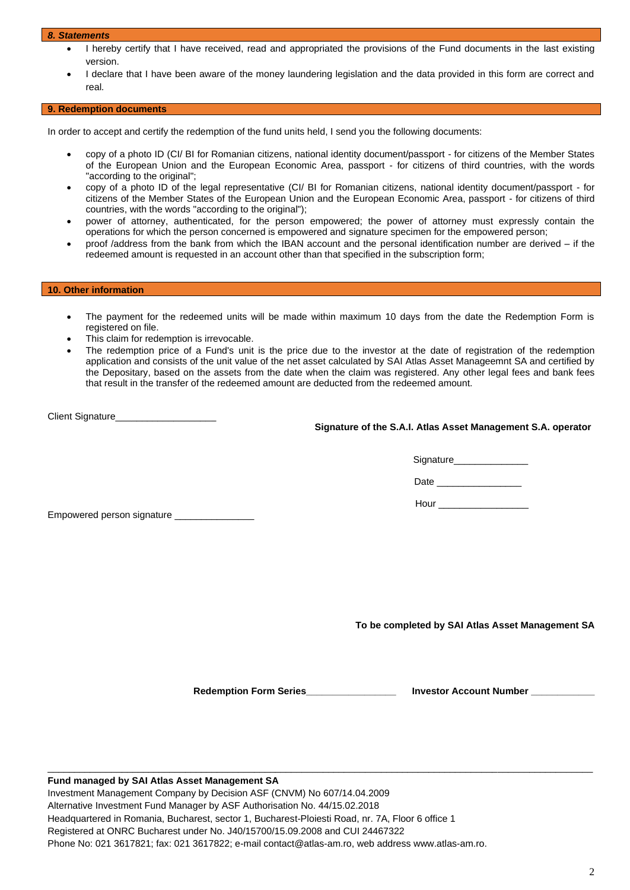## *8. Statements*

- I hereby certify that I have received, read and appropriated the provisions of the Fund documents in the last existing version.
- I declare that I have been aware of the money laundering legislation and the data provided in this form are correct and real.

## 9. Redemption documents

In order to accept and certify the redemption of the fund units held, I send you the following documents:

- copy of a photo ID (CI/ BI for Romanian citizens, national identity document/passport - for citizens of the Member States of the European Union and the European Economic Area, passport - for citizens of third countries, with the words "according to the original";
- copy of a photo ID of the legal representative (CI/ BI for Romanian citizens, national identity document/passport - for citizens of the Member States of the European Union and the European Economic Area, passport - for citizens of third countries, with the words "according to the original");
- power of attorney, authenticated, for the person empowered; the power of attorney must expressly contain the operations for which the person concerned is empowered and signature specimen for the empowered person;
- proof /address from the bank from which the IBAN account and the personal identification number are derived – if the redeemed amount is requested in an account other than that specified in the subscription form;

## 10. Other information

- The payment for the redeemed units will be made within maximum 10 days from the date the Redemption Form is registered on file.
- This claim for redemption is irrevocable.
- The redemption price of a Fund's unit is the price due to the investor at the date of registration of the redemption application and consists of the unit value of the net asset calculated by SAI Atlas Asset Manageemnt SA and certified by the Depositary, based on the assets from the date when the claim was registered. Any other legal fees and bank fees that result in the transfer of the redeemed amount are deducted from the redeemed amount.

Client Signature___________________

**Signature of the S.A.I. Atlas Asset Management S.A. operator**

Signature______________

Date ________________

Hour _________________

Empowered person signature _______________

**To be completed by SAI Atlas Asset Management SA**

**Redemption Form Series**_________________ **Investor Account Number** ____________

---

**Fund managed by SAI Atlas Asset Management SA**
Investment Management Company by Decision ASF (CNVM) No 607/14.04.2009
Alternative Investment Fund Manager by ASF Authorisation No. 44/15.02.2018
Headquartered in Romania, Bucharest, sector 1, Bucharest-Ploiesti Road, nr. 7A, Floor 6 office 1
Registered at ONRC Bucharest under No. J40/15700/15.09.2008 and CUI 24467322
Phone No: 021 3617821; fax: 021 3617822; e-mail contact@atlas-am.ro, web address www.atlas-am.ro.